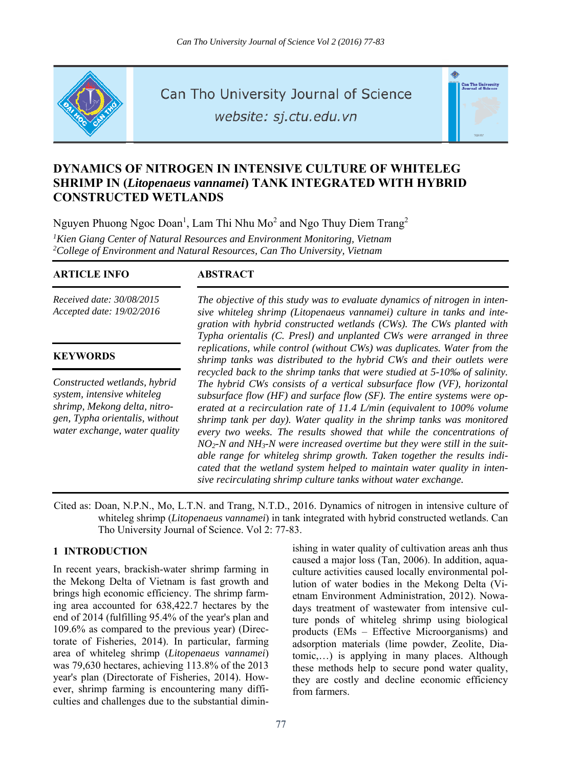# DYNAMICS OF NITROGEN IN INTENSIVE CULTURE OF WHITELEG SHRIMP IN (*Litopenaeus vannamei*) TANK INTEGRATED WITH HYBRID CONSTRUCTED WETLANDS

Nguyen Phuong Ngoc Doan[1], Lam Thi Nhu Mo[2] and Ngo Thuy Diem Trang[2]

[1]*Kien Giang Center of Natural Resources and Environment Monitoring, Vietnam*
[2]*College of Environment and Natural Resources, Can Tho University, Vietnam*

### ARTICLE INFO

*Received date: 30/08/2015*
*Accepted date: 19/02/2016*

### KEYWORDS

*Constructed wetlands, hybrid system, intensive whiteleg shrimp, Mekong delta, nitrogen, Typha orientalis, without water exchange, water quality*

### ABSTRACT

*The objective of this study was to evaluate dynamics of nitrogen in intensive whiteleg shrimp (Litopenaeus vannamei) culture in tanks and integration with hybrid constructed wetlands (CWs). The CWs planted with Typha orientalis (C. Presl) and unplanted CWs were arranged in three replications, while control (without CWs) was duplicates. Water from the shrimp tanks was distributed to the hybrid CWs and their outlets were recycled back to the shrimp tanks that were studied at 5-10‰ of salinity. The hybrid CWs consists of a vertical subsurface flow (VF), horizontal subsurface flow (HF) and surface flow (SF). The entire systems were operated at a recirculation rate of 11.4 L/min (equivalent to 100% volume shrimp tank per day). Water quality in the shrimp tanks was monitored every two weeks. The results showed that while the concentrations of $NO_2$-N and $NH_3$-N were increased overtime but they were still in the suitable range for whiteleg shrimp growth. Taken together the results indicated that the wetland system helped to maintain water quality in intensive recirculating shrimp culture tanks without water exchange.*

Cited as: Doan, N.P.N., Mo, L.T.N. and Trang, N.T.D., 2016. Dynamics of nitrogen in intensive culture of whiteleg shrimp (*Litopenaeus vannamei*) in tank integrated with hybrid constructed wetlands. Can Tho University Journal of Science. Vol 2: 77-83.

## 1 INTRODUCTION

In recent years, brackish-water shrimp farming in the Mekong Delta of Vietnam is fast growth and brings high economic efficiency. The shrimp farming area accounted for 638,422.7 hectares by the end of 2014 (fulfilling 95.4% of the year's plan and 109.6% as compared to the previous year) (Directorate of Fisheries, 2014). In particular, farming area of whiteleg shrimp (*Litopenaeus vannamei*) was 79,630 hectares, achieving 113.8% of the 2013 year's plan (Directorate of Fisheries, 2014). However, shrimp farming is encountering many difficulties and challenges due to the substantial diminishing in water quality of cultivation areas anh thus caused a major loss (Tan, 2006). In addition, aquaculture activities caused locally environmental pollution of water bodies in the Mekong Delta (Vietnam Environment Administration, 2012). Nowadays treatment of wastewater from intensive culture ponds of whiteleg shrimp using biological products (EMs – Effective Microorganisms) and adsorption materials (lime powder, Zeolite, Diatomic,…) is applying in many places. Although these methods help to secure pond water quality, they are costly and decline economic efficiency from farmers.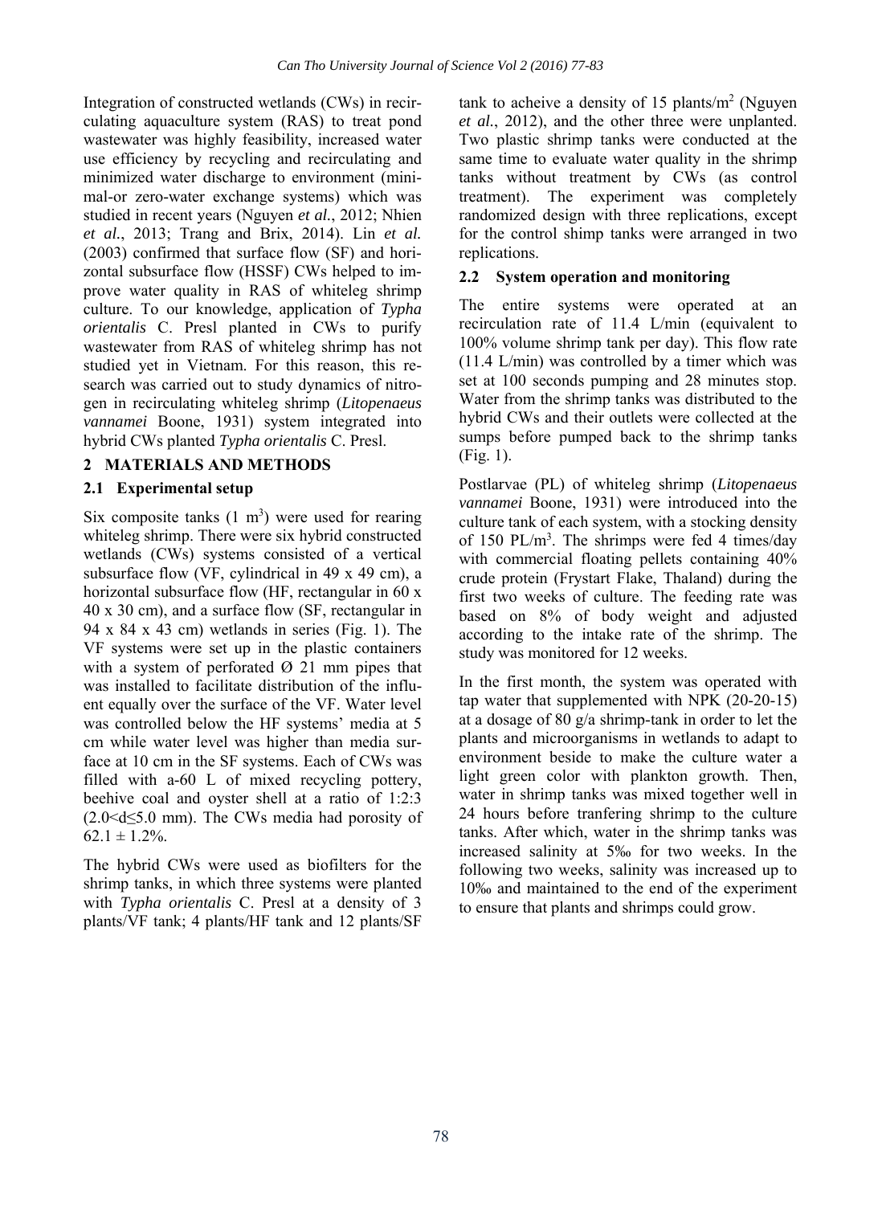Integration of constructed wetlands (CWs) in recirculating aquaculture system (RAS) to treat pond wastewater was highly feasibility, increased water use efficiency by recycling and recirculating and minimized water discharge to environment (minimal-or zero-water exchange systems) which was studied in recent years (Nguyen *et al.*, 2012; Nhien *et al.*, 2013; Trang and Brix, 2014). Lin *et al.* (2003) confirmed that surface flow (SF) and horizontal subsurface flow (HSSF) CWs helped to improve water quality in RAS of whiteleg shrimp culture. To our knowledge, application of *Typha orientalis* C. Presl planted in CWs to purify wastewater from RAS of whiteleg shrimp has not studied yet in Vietnam. For this reason, this research was carried out to study dynamics of nitrogen in recirculating whiteleg shrimp (*Litopenaeus vannamei* Boone, 1931) system integrated into hybrid CWs planted *Typha orientalis* C. Presl.

## 2 MATERIALS AND METHODS

### 2.1 Experimental setup

Six composite tanks (1 $m^3$) were used for rearing whiteleg shrimp. There were six hybrid constructed wetlands (CWs) systems consisted of a vertical subsurface flow (VF, cylindrical in 49 x 49 cm), a horizontal subsurface flow (HF, rectangular in 60 x 40 x 30 cm), and a surface flow (SF, rectangular in 94 x 84 x 43 cm) wetlands in series (Fig. 1). The VF systems were set up in the plastic containers with a system of perforated Ø 21 mm pipes that was installed to facilitate distribution of the influent equally over the surface of the VF. Water level was controlled below the HF systems' media at 5 cm while water level was higher than media surface at 10 cm in the SF systems. Each of CWs was filled with a-60 L of mixed recycling pottery, beehive coal and oyster shell at a ratio of 1:2:3 ($2.0<d\leq5.0$ mm). The CWs media had porosity of $62.1 \pm 1.2\%$.

The hybrid CWs were used as biofilters for the shrimp tanks, in which three systems were planted with *Typha orientalis* C. Presl at a density of 3 plants/VF tank; 4 plants/HF tank and 12 plants/SF tank to acheive a density of 15 plants/$m^2$ (Nguyen *et al.*, 2012), and the other three were unplanted. Two plastic shrimp tanks were conducted at the same time to evaluate water quality in the shrimp tanks without treatment by CWs (as control treatment). The experiment was completely randomized design with three replications, except for the control shimp tanks were arranged in two replications.

### 2.2 System operation and monitoring

The entire systems were operated at an recirculation rate of 11.4 L/min (equivalent to 100% volume shrimp tank per day). This flow rate (11.4 L/min) was controlled by a timer which was set at 100 seconds pumping and 28 minutes stop. Water from the shrimp tanks was distributed to the hybrid CWs and their outlets were collected at the sumps before pumped back to the shrimp tanks (Fig. 1).

Postlarvae (PL) of whiteleg shrimp (*Litopenaeus vannamei* Boone, 1931) were introduced into the culture tank of each system, with a stocking density of 150 PL/$m^3$. The shrimps were fed 4 times/day with commercial floating pellets containing 40% crude protein (Frystart Flake, Thaland) during the first two weeks of culture. The feeding rate was based on 8% of body weight and adjusted according to the intake rate of the shrimp. The study was monitored for 12 weeks.

In the first month, the system was operated with tap water that supplemented with NPK (20-20-15) at a dosage of 80 g/a shrimp-tank in order to let the plants and microorganisms in wetlands to adapt to environment beside to make the culture water a light green color with plankton growth. Then, water in shrimp tanks was mixed together well in 24 hours before tranfering shrimp to the culture tanks. After which, water in the shrimp tanks was increased salinity at 5‰ for two weeks. In the following two weeks, salinity was increased up to 10‰ and maintained to the end of the experiment to ensure that plants and shrimps could grow.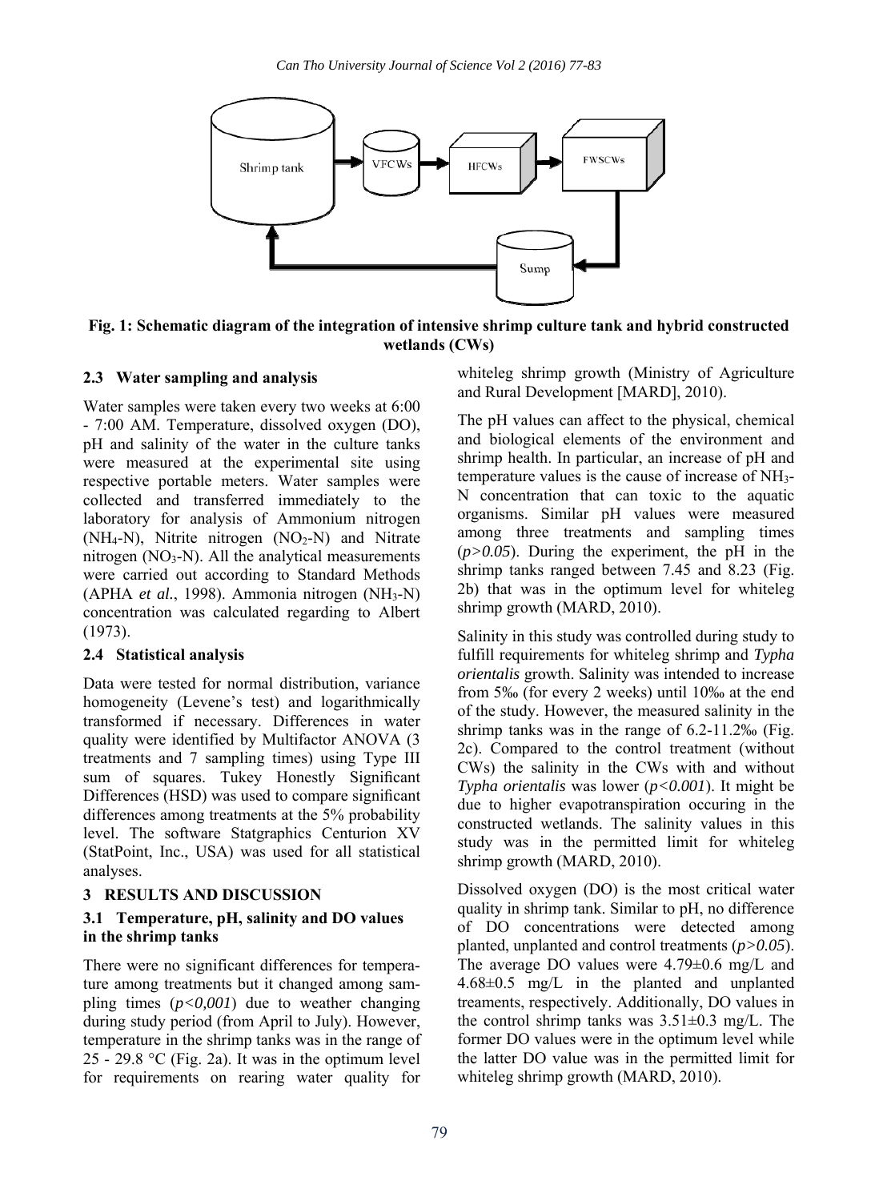Fig. 1: Schematic diagram of the integration of intensive shrimp culture tank and hybrid constructed wetlands (CWs)

### 2.3 Water sampling and analysis

Water samples were taken every two weeks at 6:00 - 7:00 AM. Temperature, dissolved oxygen (DO), pH and salinity of the water in the culture tanks were measured at the experimental site using respective portable meters. Water samples were collected and transferred immediately to the laboratory for analysis of Ammonium nitrogen ($NH_4$-N), Nitrite nitrogen ($NO_2$-N) and Nitrate nitrogen ($NO_3$-N). All the analytical measurements were carried out according to Standard Methods (APHA *et al.*, 1998). Ammonia nitrogen ($NH_3$-N) concentration was calculated regarding to Albert (1973).

### 2.4 Statistical analysis

Data were tested for normal distribution, variance homogeneity (Levene's test) and logarithmically transformed if necessary. Differences in water quality were identified by Multifactor ANOVA (3 treatments and 7 sampling times) using Type III sum of squares. Tukey Honestly Significant Differences (HSD) was used to compare significant differences among treatments at the 5% probability level. The software Statgraphics Centurion XV (StatPoint, Inc., USA) was used for all statistical analyses.

## 3 RESULTS AND DISCUSSION

### 3.1 Temperature, pH, salinity and DO values in the shrimp tanks

There were no significant differences for temperature among treatments but it changed among sampling times (*$p<0,001$*) due to weather changing during study period (from April to July). However, temperature in the shrimp tanks was in the range of 25 - 29.8 °C (Fig. 2a). It was in the optimum level for requirements on rearing water quality for whiteleg shrimp growth (Ministry of Agriculture and Rural Development [MARD], 2010).

The pH values can affect to the physical, chemical and biological elements of the environment and shrimp health. In particular, an increase of pH and temperature values is the cause of increase of $NH_3$-N concentration that can toxic to the aquatic organisms. Similar pH values were measured among three treatments and sampling times (*$p>0.05$*). During the experiment, the pH in the shrimp tanks ranged between 7.45 and 8.23 (Fig. 2b) that was in the optimum level for whiteleg shrimp growth (MARD, 2010).

Salinity in this study was controlled during study to fulfill requirements for whiteleg shrimp and *Typha orientalis* growth. Salinity was intended to increase from 5‰ (for every 2 weeks) until 10‰ at the end of the study. However, the measured salinity in the shrimp tanks was in the range of 6.2-11.2‰ (Fig. 2c). Compared to the control treatment (without CWs) the salinity in the CWs with and without *Typha orientalis* was lower (*$p<0.001$*). It might be due to higher evapotranspiration occuring in the constructed wetlands. The salinity values in this study was in the permitted limit for whiteleg shrimp growth (MARD, 2010).

Dissolved oxygen (DO) is the most critical water quality in shrimp tank. Similar to pH, no difference of DO concentrations were detected among planted, unplanted and control treatments (*$p>0.05$*). The average DO values were 4.79±0.6 mg/L and 4.68±0.5 mg/L in the planted and unplanted treaments, respectively. Additionally, DO values in the control shrimp tanks was 3.51±0.3 mg/L. The former DO values were in the optimum level while the latter DO value was in the permitted limit for whiteleg shrimp growth (MARD, 2010).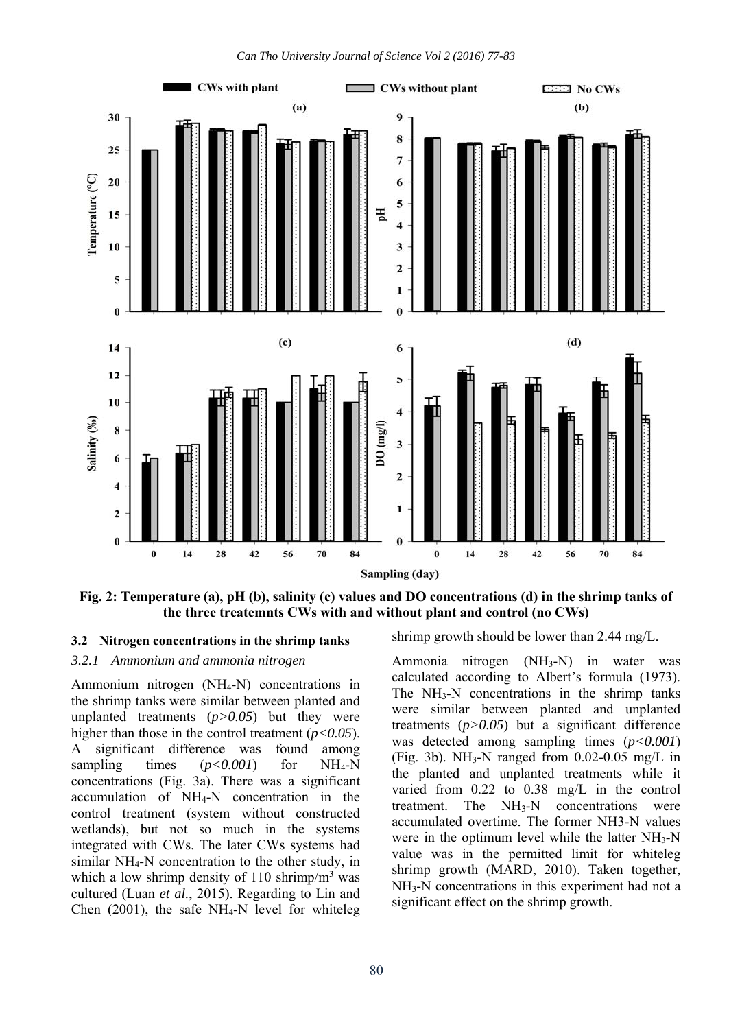Fig. 2: Temperature (a), pH (b), salinity (c) values and DO concentrations (d) in the shrimp tanks of the three treatemnts CWs with and without plant and control (no CWs)

### 3.2 Nitrogen concentrations in the shrimp tanks

#### *3.2.1 Ammonium and ammonia nitrogen*

Ammonium nitrogen ($NH_4$-N) concentrations in the shrimp tanks were similar between planted and unplanted treatments ($p>0.05$) but they were higher than those in the control treatment ($p<0.05$). A significant difference was found among sampling times ($p<0.001$) for $NH_4$-N concentrations (Fig. 3a). There was a significant accumulation of $NH_4$-N concentration in the control treatment (system without constructed wetlands), but not so much in the systems integrated with CWs. The later CWs systems had similar $NH_4$-N concentration to the other study, in which a low shrimp density of 110 shrimp/$m^3$ was cultured (Luan *et al.*, 2015). Regarding to Lin and Chen (2001), the safe $NH_4$-N level for whiteleg shrimp growth should be lower than 2.44 mg/L.

Ammonia nitrogen ($NH_3$-N) in water was calculated according to Albert's formula (1973). The $NH_3$-N concentrations in the shrimp tanks were similar between planted and unplanted treatments ($p>0.05$) but a significant difference was detected among sampling times ($p<0.001$) (Fig. 3b). $NH_3$-N ranged from 0.02-0.05 mg/L in the planted and unplanted treatments while it varied from 0.22 to 0.38 mg/L in the control treatment. The $NH_3$-N concentrations were accumulated overtime. The former NH3-N values were in the optimum level while the latter $NH_3$-N value was in the permitted limit for whiteleg shrimp growth (MARD, 2010). Taken together, $NH_3$-N concentrations in this experiment had not a significant effect on the shrimp growth.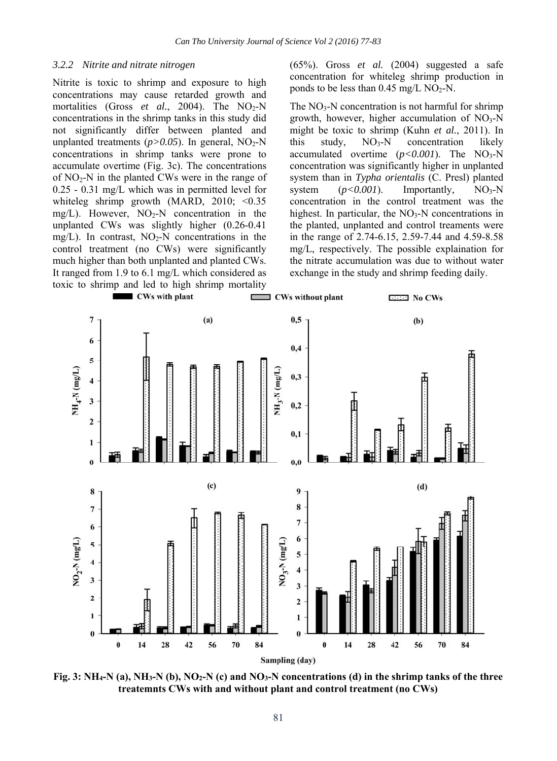### 3.2.2 Nitrite and nitrate nitrogen

Nitrite is toxic to shrimp and exposure to high concentrations may cause retarded growth and mortalities (Gross *et al.*, 2004). The $NO_2$-N concentrations in the shrimp tanks in this study did not significantly differ between planted and unplanted treatments ($p>0.05$). In general, $NO_2$-N concentrations in shrimp tanks were prone to accumulate overtime (Fig. 3c). The concentrations of $NO_2$-N in the planted CWs were in the range of 0.25 - 0.31 mg/L which was in permitted level for whiteleg shrimp growth (MARD, 2010; <0.35 mg/L). However, $NO_2$-N concentration in the unplanted CWs was slightly higher (0.26-0.41 mg/L). In contrast, $NO_2$-N concentrations in the control treatment (no CWs) were significantly much higher than both unplanted and planted CWs. It ranged from 1.9 to 6.1 mg/L which considered as toxic to shrimp and led to high shrimp mortality (65%). Gross *et al.* (2004) suggested a safe concentration for whiteleg shrimp production in ponds to be less than 0.45 mg/L $NO_2$-N.

The $NO_3$-N concentration is not harmful for shrimp growth, however, higher accumulation of $NO_3$-N might be toxic to shrimp (Kuhn *et al.*, 2011). In this study, $NO_3$-N concentration likely accumulated overtime ($p<0.001$). The $NO_3$-N concentration was significantly higher in unplanted system than in *Typha orientalis* (C. Presl) planted system ($p<0.001$). Importantly, $NO_3$-N concentration in the control treatment was the highest. In particular, the $NO_3$-N concentrations in the planted, unplanted and control treaments were in the range of 2.74-6.15, 2.59-7.44 and 4.59-8.58 mg/L, respectively. The possible explaination for the nitrate accumulation was due to without water exchange in the study and shrimp feeding daily.

**Fig. 3: $NH_4$-N (a), $NH_3$-N (b), $NO_2$-N (c) and $NO_3$-N concentrations (d) in the shrimp tanks of the three treatemnts CWs with and without plant and control treatment (no CWs)**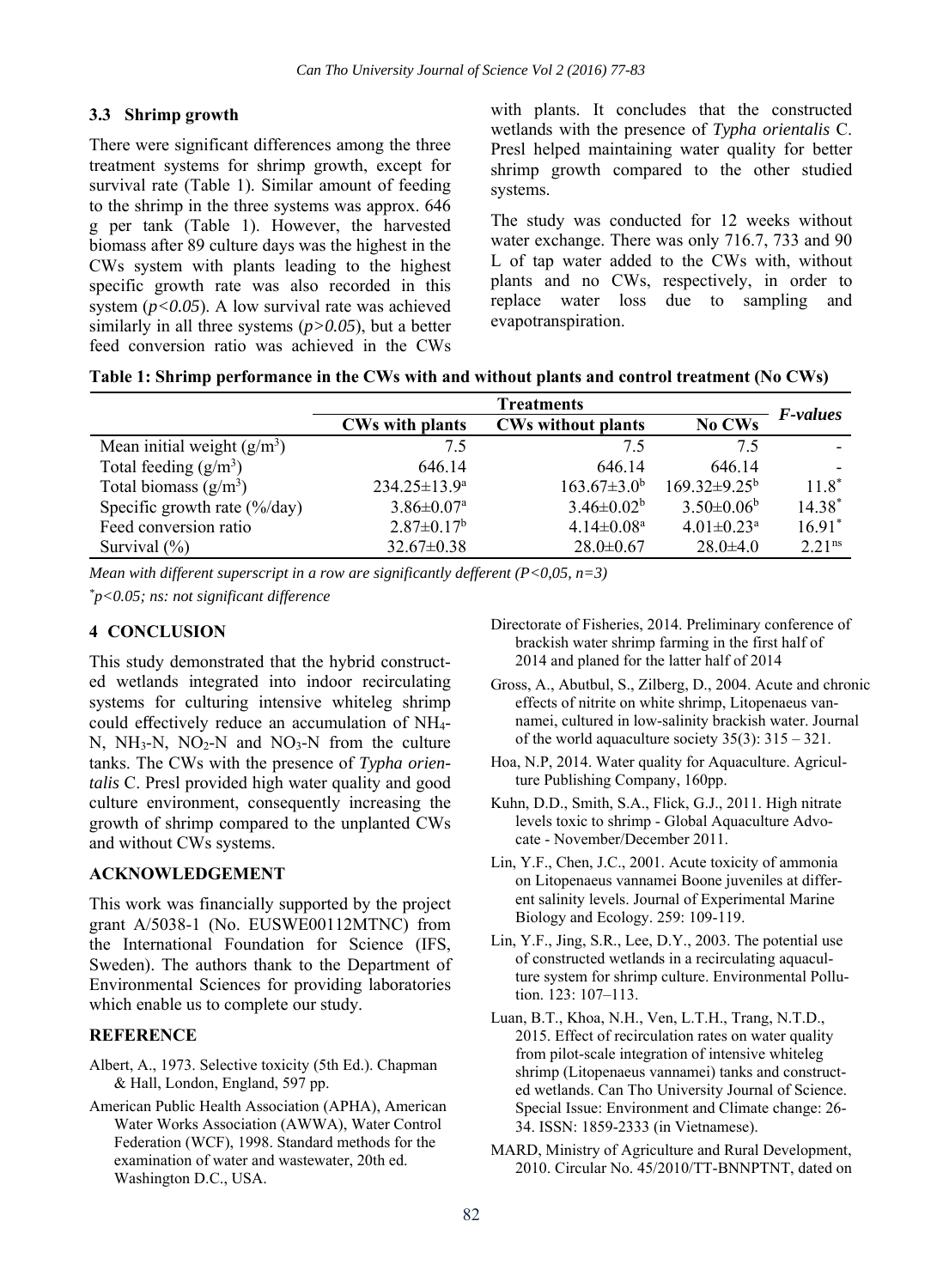### 3.3 Shrimp growth

There were significant differences among the three treatment systems for shrimp growth, except for survival rate (Table 1). Similar amount of feeding to the shrimp in the three systems was approx. 646 g per tank (Table 1). However, the harvested biomass after 89 culture days was the highest in the CWs system with plants leading to the highest specific growth rate was also recorded in this system ($p<0.05$). A low survival rate was achieved similarly in all three systems ($p>0.05$), but a better feed conversion ratio was achieved in the CWs with plants. It concludes that the constructed wetlands with the presence of *Typha orientalis* C. Presl helped maintaining water quality for better shrimp growth compared to the other studied systems.

The study was conducted for 12 weeks without water exchange. There was only 716.7, 733 and 90 L of tap water added to the CWs with, without plants and no CWs, respectively, in order to replace water loss due to sampling and evapotranspiration.

**Table 1: Shrimp performance in the CWs with and without plants and control treatment (No CWs)**

| | Treatments | | | *F-values* |
|---|---|---|---|---|
| | **CWs with plants** | **CWs without plants** | **No CWs** | |
| Mean initial weight ($g/m^3$) | 7.5 | 7.5 | 7.5 | - |
| Total feeding ($g/m^3$) | 646.14 | 646.14 | 646.14 | - |
| Total biomass ($g/m^3$) | $234.25 \pm 13.9^a$ | $163.67 \pm 3.0^b$ | $169.32 \pm 9.25^b$ | $11.8^*$ |
| Specific growth rate (%/day) | $3.86 \pm 0.07^a$ | $3.46 \pm 0.02^b$ | $3.50 \pm 0.06^b$ | $14.38^*$ |
| Feed conversion ratio | $2.87 \pm 0.17^b$ | $4.14 \pm 0.08^a$ | $4.01 \pm 0.23^a$ | $16.91^*$ |
| Survival (%) | $32.67 \pm 0.38$ | $28.0 \pm 0.67$ | $28.0 \pm 4.0$ | $2.21^{ns}$ |

*Mean with different superscript in a row are significantly defferent (P<0,05, n=3)*

$^*$*p<0.05; ns: not significant difference*

## 4 CONCLUSION

This study demonstrated that the hybrid constructed wetlands integrated into indoor recirculating systems for culturing intensive whiteleg shrimp could effectively reduce an accumulation of $NH_4$-N, $NH_3$-N, $NO_2$-N and $NO_3$-N from the culture tanks. The CWs with the presence of *Typha orientalis* C. Presl provided high water quality and good culture environment, consequently increasing the growth of shrimp compared to the unplanted CWs and without CWs systems.

## ACKNOWLEDGEMENT

This work was financially supported by the project grant A/5038-1 (No. EUSWE00112MTNC) from the International Foundation for Science (IFS, Sweden). The authors thank to the Department of Environmental Sciences for providing laboratories which enable us to complete our study.

## REFERENCE

- Albert, A., 1973. Selective toxicity (5th Ed.). Chapman & Hall, London, England, 597 pp.
- American Public Health Association (APHA), American Water Works Association (AWWA), Water Control Federation (WCF), 1998. Standard methods for the examination of water and wastewater, 20th ed. Washington D.C., USA.
- Directorate of Fisheries, 2014. Preliminary conference of brackish water shrimp farming in the first half of 2014 and planed for the latter half of 2014
- Gross, A., Abutbul, S., Zilberg, D., 2004. Acute and chronic effects of nitrite on white shrimp, Litopenaeus vannamei, cultured in low-salinity brackish water. Journal of the world aquaculture society 35(3): 315 – 321.
- Hoa, N.P, 2014. Water quality for Aquaculture. Agriculture Publishing Company, 160pp.
- Kuhn, D.D., Smith, S.A., Flick, G.J., 2011. High nitrate levels toxic to shrimp - Global Aquaculture Advocate - November/December 2011.
- Lin, Y.F., Chen, J.C., 2001. Acute toxicity of ammonia on Litopenaeus vannamei Boone juveniles at different salinity levels. Journal of Experimental Marine Biology and Ecology. 259: 109-119.
- Lin, Y.F., Jing, S.R., Lee, D.Y., 2003. The potential use of constructed wetlands in a recirculating aquaculture system for shrimp culture. Environmental Pollution. 123: 107–113.
- Luan, B.T., Khoa, N.H., Ven, L.T.H., Trang, N.T.D., 2015. Effect of recirculation rates on water quality from pilot-scale integration of intensive whiteleg shrimp (Litopenaeus vannamei) tanks and constructed wetlands. Can Tho University Journal of Science. Special Issue: Environment and Climate change: 26-34. ISSN: 1859-2333 (in Vietnamese).
- MARD, Ministry of Agriculture and Rural Development, 2010. Circular No. 45/2010/TT-BNNPTNT, dated on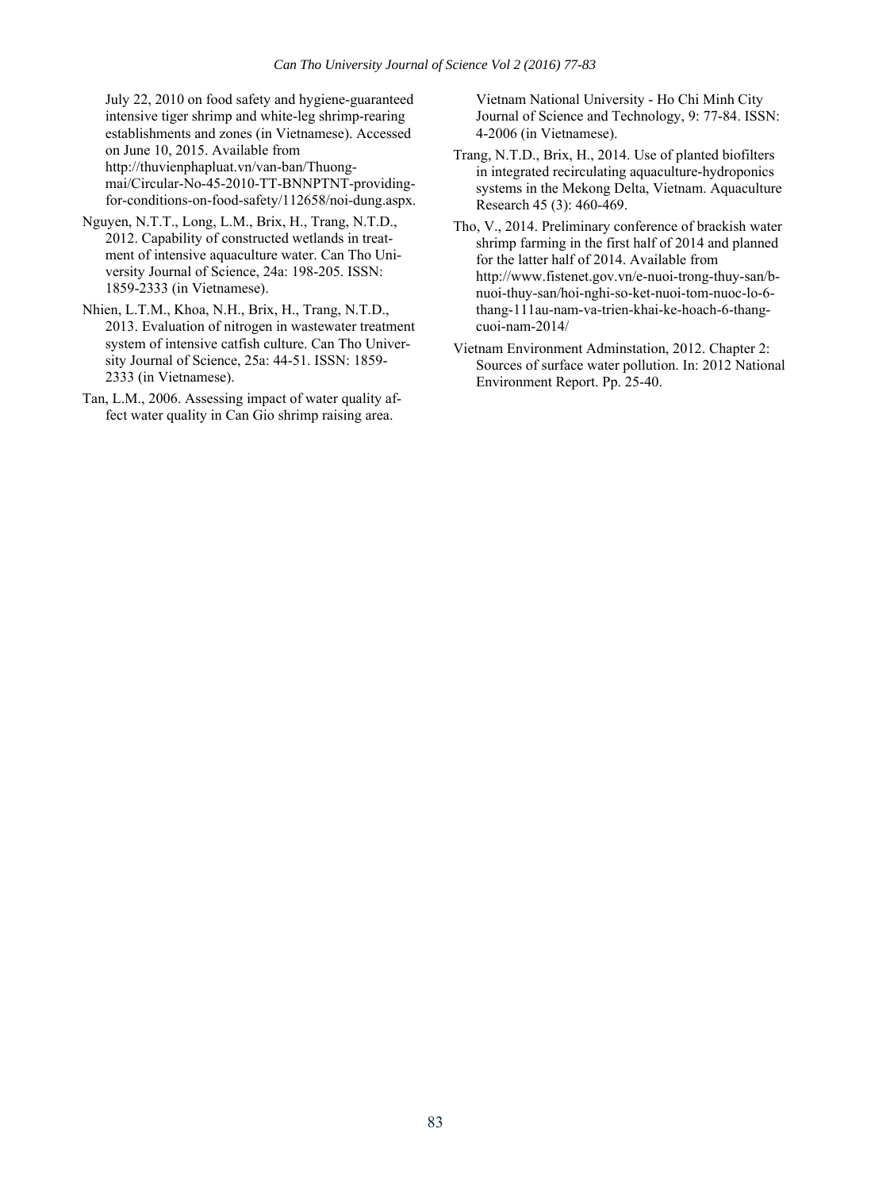July 22, 2010 on food safety and hygiene-guaranteed intensive tiger shrimp and white-leg shrimp-rearing establishments and zones (in Vietnamese). Accessed on June 10, 2015. Available from http://thuvienphapluat.vn/van-ban/Thuong-mai/Circular-No-45-2010-TT-BNNPTNT-providing-for-conditions-on-food-safety/112658/noi-dung.aspx.

Nguyen, N.T.T., Long, L.M., Brix, H., Trang, N.T.D., 2012. Capability of constructed wetlands in treatment of intensive aquaculture water. Can Tho University Journal of Science, 24a: 198-205. ISSN: 1859-2333 (in Vietnamese).

Nhien, L.T.M., Khoa, N.H., Brix, H., Trang, N.T.D., 2013. Evaluation of nitrogen in wastewater treatment system of intensive catfish culture. Can Tho University Journal of Science, 25a: 44-51. ISSN: 1859-2333 (in Vietnamese).

Tan, L.M., 2006. Assessing impact of water quality affect water quality in Can Gio shrimp raising area. Vietnam National University - Ho Chi Minh City Journal of Science and Technology, 9: 77-84. ISSN: 4-2006 (in Vietnamese).

Trang, N.T.D., Brix, H., 2014. Use of planted biofilters in integrated recirculating aquaculture-hydroponics systems in the Mekong Delta, Vietnam. Aquaculture Research 45 (3): 460-469.

Tho, V., 2014. Preliminary conference of brackish water shrimp farming in the first half of 2014 and planned for the latter half of 2014. Available from http://www.fistenet.gov.vn/e-nuoi-trong-thuy-san/b-nuoi-thuy-san/hoi-nghi-so-ket-nuoi-tom-nuoc-lo-6-thang-111au-nam-va-trien-khai-ke-hoach-6-thang-cuoi-nam-2014/

Vietnam Environment Adminstation, 2012. Chapter 2: Sources of surface water pollution. In: 2012 National Environment Report. Pp. 25-40.